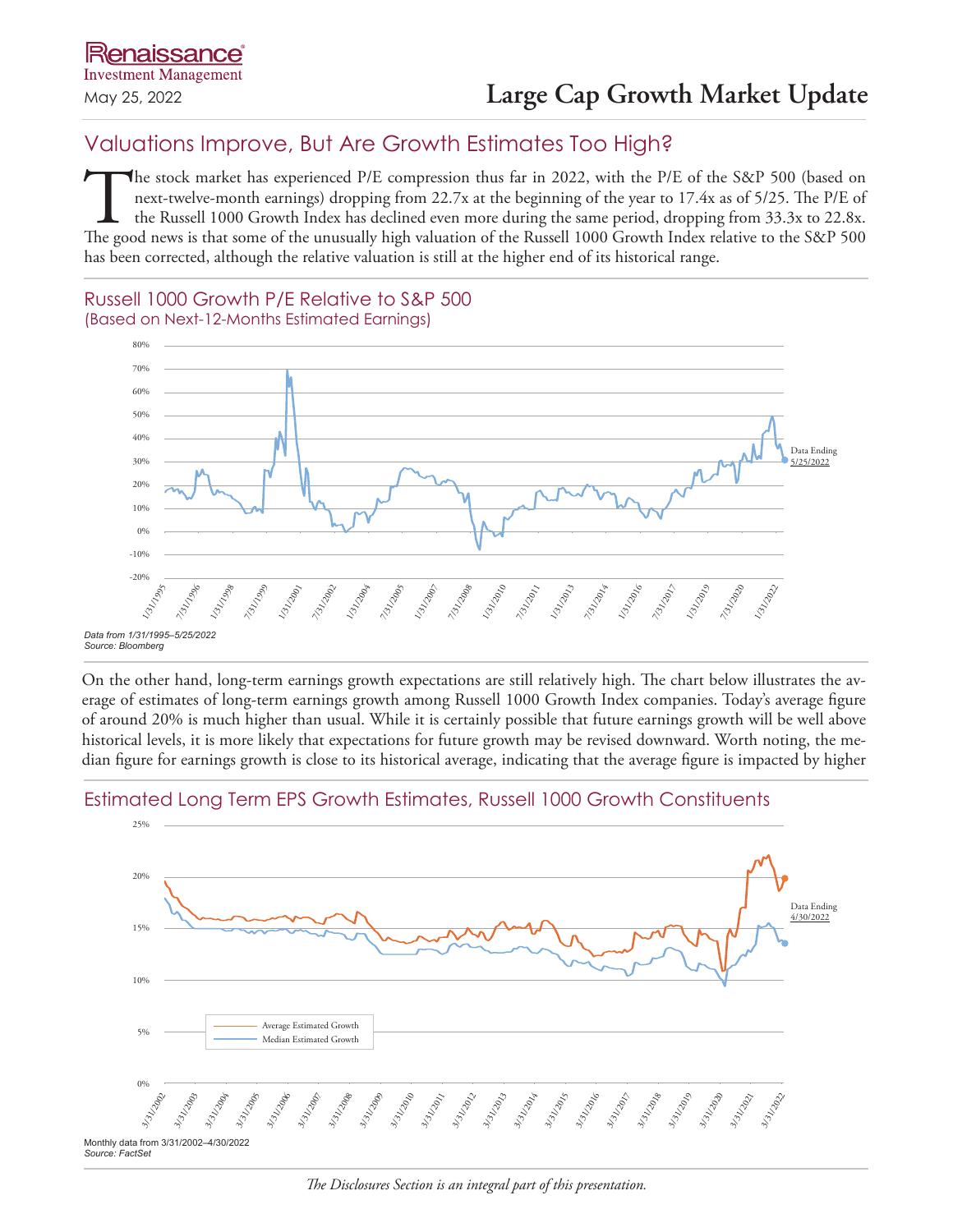Renaissance Investment Management

May 25, 2022

# Large Cap Growth Market Update

## Valuations Improve, But Are Growth Estimates Too High?

The stock market has experienced P/E compression thus far in 2022, with the P/E of the S&P 500 (based on next-twelve-month earnings) dropping from 22.7x at the beginning of the year to 17.4x as of 5/25. The P/E of the Russell 1000 Growth Index has declined even more during the same period, dropping from 33.3x to 22.8x. The good news is that some of the unusually high valuation of the Russell 1000 Growth Index relative to the S&P 500 has been corrected, although the relative valuation is still at the higher end of its historical range.

### Russell 1000 Growth P/E Relative to S&P 500
(Based on Next-12-Months Estimated Earnings)

*Data from 1/31/1995–5/25/2022*
*Source: Bloomberg*

On the other hand, long-term earnings growth expectations are still relatively high. The chart below illustrates the average of estimates of long-term earnings growth among Russell 1000 Growth Index companies. Today's average figure of around 20% is much higher than usual. While it is certainly possible that future earnings growth will be well above historical levels, it is more likely that expectations for future growth may be revised downward. Worth noting, the median figure for earnings growth is close to its historical average, indicating that the average figure is impacted by higher

### Estimated Long Term EPS Growth Estimates, Russell 1000 Growth Constituents

Monthly data from 3/31/2002–4/30/2022
*Source: FactSet*

*The Disclosures Section is an integral part of this presentation.*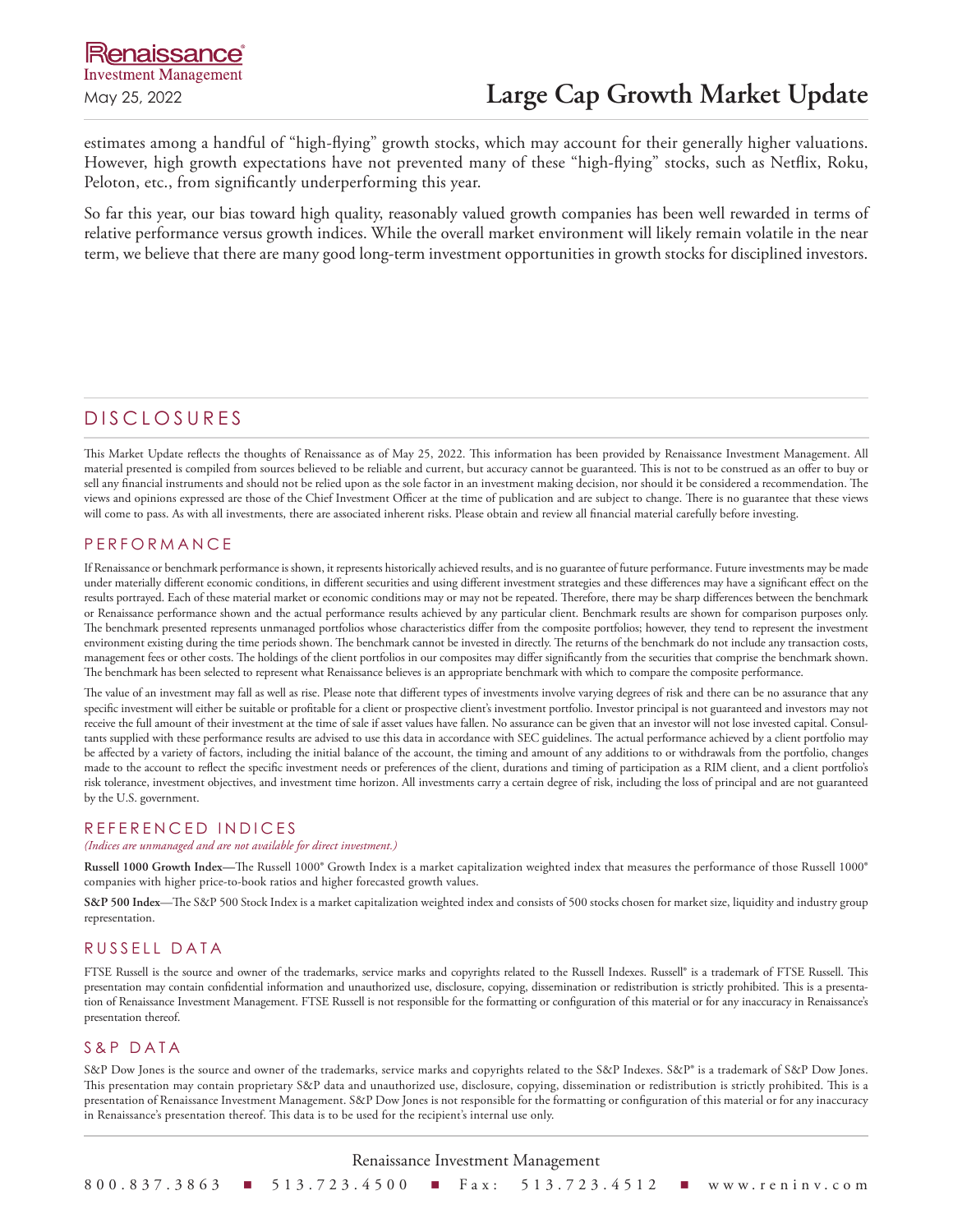estimates among a handful of "high-flying" growth stocks, which may account for their generally higher valuations. However, high growth expectations have not prevented many of these "high-flying" stocks, such as Netflix, Roku, Peloton, etc., from significantly underperforming this year.

So far this year, our bias toward high quality, reasonably valued growth companies has been well rewarded in terms of relative performance versus growth indices. While the overall market environment will likely remain volatile in the near term, we believe that there are many good long-term investment opportunities in growth stocks for disciplined investors.

## DISCLOSURES

This Market Update reflects the thoughts of Renaissance as of May 25, 2022. This information has been provided by Renaissance Investment Management. All material presented is compiled from sources believed to be reliable and current, but accuracy cannot be guaranteed. This is not to be construed as an offer to buy or sell any financial instruments and should not be relied upon as the sole factor in an investment making decision, nor should it be considered a recommendation. The views and opinions expressed are those of the Chief Investment Officer at the time of publication and are subject to change. There is no guarantee that these views will come to pass. As with all investments, there are associated inherent risks. Please obtain and review all financial material carefully before investing.

## PERFORMANCE

If Renaissance or benchmark performance is shown, it represents historically achieved results, and is no guarantee of future performance. Future investments may be made under materially different economic conditions, in different securities and using different investment strategies and these differences may have a significant effect on the results portrayed. Each of these material market or economic conditions may or may not be repeated. Therefore, there may be sharp differences between the benchmark or Renaissance performance shown and the actual performance results achieved by any particular client. Benchmark results are shown for comparison purposes only. The benchmark presented represents unmanaged portfolios whose characteristics differ from the composite portfolios; however, they tend to represent the investment environment existing during the time periods shown. The benchmark cannot be invested in directly. The returns of the benchmark do not include any transaction costs, management fees or other costs. The holdings of the client portfolios in our composites may differ significantly from the securities that comprise the benchmark shown. The benchmark has been selected to represent what Renaissance believes is an appropriate benchmark with which to compare the composite performance.

The value of an investment may fall as well as rise. Please note that different types of investments involve varying degrees of risk and there can be no assurance that any specific investment will either be suitable or profitable for a client or prospective client's investment portfolio. Investor principal is not guaranteed and investors may not receive the full amount of their investment at the time of sale if asset values have fallen. No assurance can be given that an investor will not lose invested capital. Consultants supplied with these performance results are advised to use this data in accordance with SEC guidelines. The actual performance achieved by a client portfolio may be affected by a variety of factors, including the initial balance of the account, the timing and amount of any additions to or withdrawals from the portfolio, changes made to the account to reflect the specific investment needs or preferences of the client, durations and timing of participation as a RIM client, and a client portfolio's risk tolerance, investment objectives, and investment time horizon. All investments carry a certain degree of risk, including the loss of principal and are not guaranteed by the U.S. government.

## REFERENCED INDICES

*(Indices are unmanaged and are not available for direct investment.)*

**Russell 1000 Growth Index**—The Russell 1000® Growth Index is a market capitalization weighted index that measures the performance of those Russell 1000® companies with higher price-to-book ratios and higher forecasted growth values.

**S&P 500 Index**—The S&P 500 Stock Index is a market capitalization weighted index and consists of 500 stocks chosen for market size, liquidity and industry group representation.

## RUSSELL DATA

FTSE Russell is the source and owner of the trademarks, service marks and copyrights related to the Russell Indexes. Russell® is a trademark of FTSE Russell. This presentation may contain confidential information and unauthorized use, disclosure, copying, dissemination or redistribution is strictly prohibited. This is a presentation of Renaissance Investment Management. FTSE Russell is not responsible for the formatting or configuration of this material or for any inaccuracy in Renaissance's presentation thereof.

## S&P DATA

S&P Dow Jones is the source and owner of the trademarks, service marks and copyrights related to the S&P Indexes. S&P® is a trademark of S&P Dow Jones. This presentation may contain proprietary S&P data and unauthorized use, disclosure, copying, dissemination or redistribution is strictly prohibited. This is a presentation of Renaissance Investment Management. S&P Dow Jones is not responsible for the formatting or configuration of this material or for any inaccuracy in Renaissance's presentation thereof. This data is to be used for the recipient's internal use only.

Renaissance Investment Management

800.837.3863 ■ 513.723.4500 ■ Fax: 513.723.4512 ■ www.reninv.com